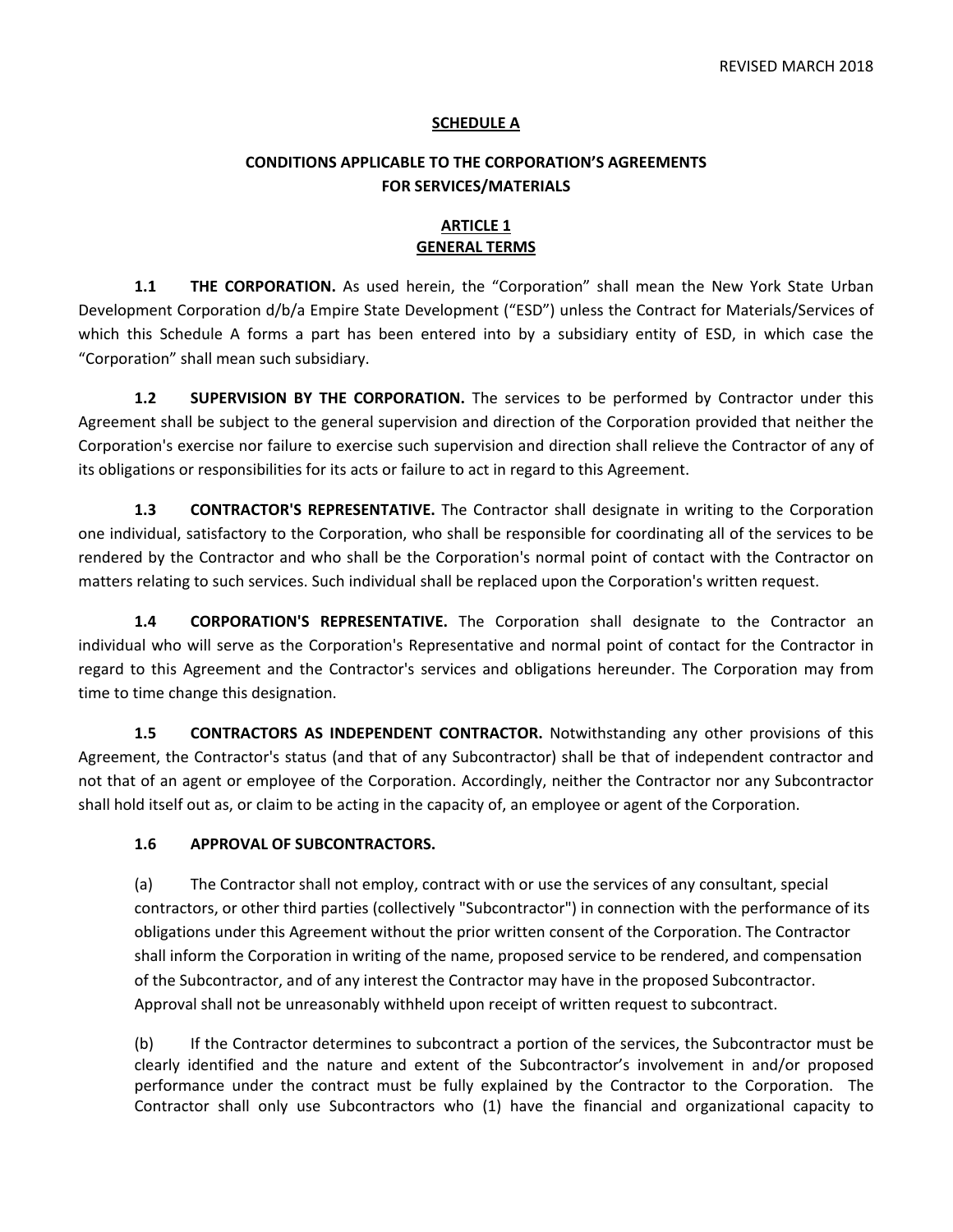REVISED MARCH 2018

## SCHEDULE A

## CONDITIONS APPLICABLE TO THE CORPORATION'S AGREEMENTS FOR SERVICES/MATERIALS

### ARTICLE 1
### GENERAL TERMS

**1.1 THE CORPORATION.** As used herein, the "Corporation" shall mean the New York State Urban Development Corporation d/b/a Empire State Development ("ESD") unless the Contract for Materials/Services of which this Schedule A forms a part has been entered into by a subsidiary entity of ESD, in which case the "Corporation" shall mean such subsidiary.

**1.2 SUPERVISION BY THE CORPORATION.** The services to be performed by Contractor under this Agreement shall be subject to the general supervision and direction of the Corporation provided that neither the Corporation's exercise nor failure to exercise such supervision and direction shall relieve the Contractor of any of its obligations or responsibilities for its acts or failure to act in regard to this Agreement.

**1.3 CONTRACTOR'S REPRESENTATIVE.** The Contractor shall designate in writing to the Corporation one individual, satisfactory to the Corporation, who shall be responsible for coordinating all of the services to be rendered by the Contractor and who shall be the Corporation's normal point of contact with the Contractor on matters relating to such services. Such individual shall be replaced upon the Corporation's written request.

**1.4 CORPORATION'S REPRESENTATIVE.** The Corporation shall designate to the Contractor an individual who will serve as the Corporation's Representative and normal point of contact for the Contractor in regard to this Agreement and the Contractor's services and obligations hereunder. The Corporation may from time to time change this designation.

**1.5 CONTRACTORS AS INDEPENDENT CONTRACTOR.** Notwithstanding any other provisions of this Agreement, the Contractor's status (and that of any Subcontractor) shall be that of independent contractor and not that of an agent or employee of the Corporation. Accordingly, neither the Contractor nor any Subcontractor shall hold itself out as, or claim to be acting in the capacity of, an employee or agent of the Corporation.

**1.6 APPROVAL OF SUBCONTRACTORS.**

(a) The Contractor shall not employ, contract with or use the services of any consultant, special contractors, or other third parties (collectively "Subcontractor") in connection with the performance of its obligations under this Agreement without the prior written consent of the Corporation. The Contractor shall inform the Corporation in writing of the name, proposed service to be rendered, and compensation of the Subcontractor, and of any interest the Contractor may have in the proposed Subcontractor. Approval shall not be unreasonably withheld upon receipt of written request to subcontract.

(b) If the Contractor determines to subcontract a portion of the services, the Subcontractor must be clearly identified and the nature and extent of the Subcontractor's involvement in and/or proposed performance under the contract must be fully explained by the Contractor to the Corporation. The Contractor shall only use Subcontractors who (1) have the financial and organizational capacity to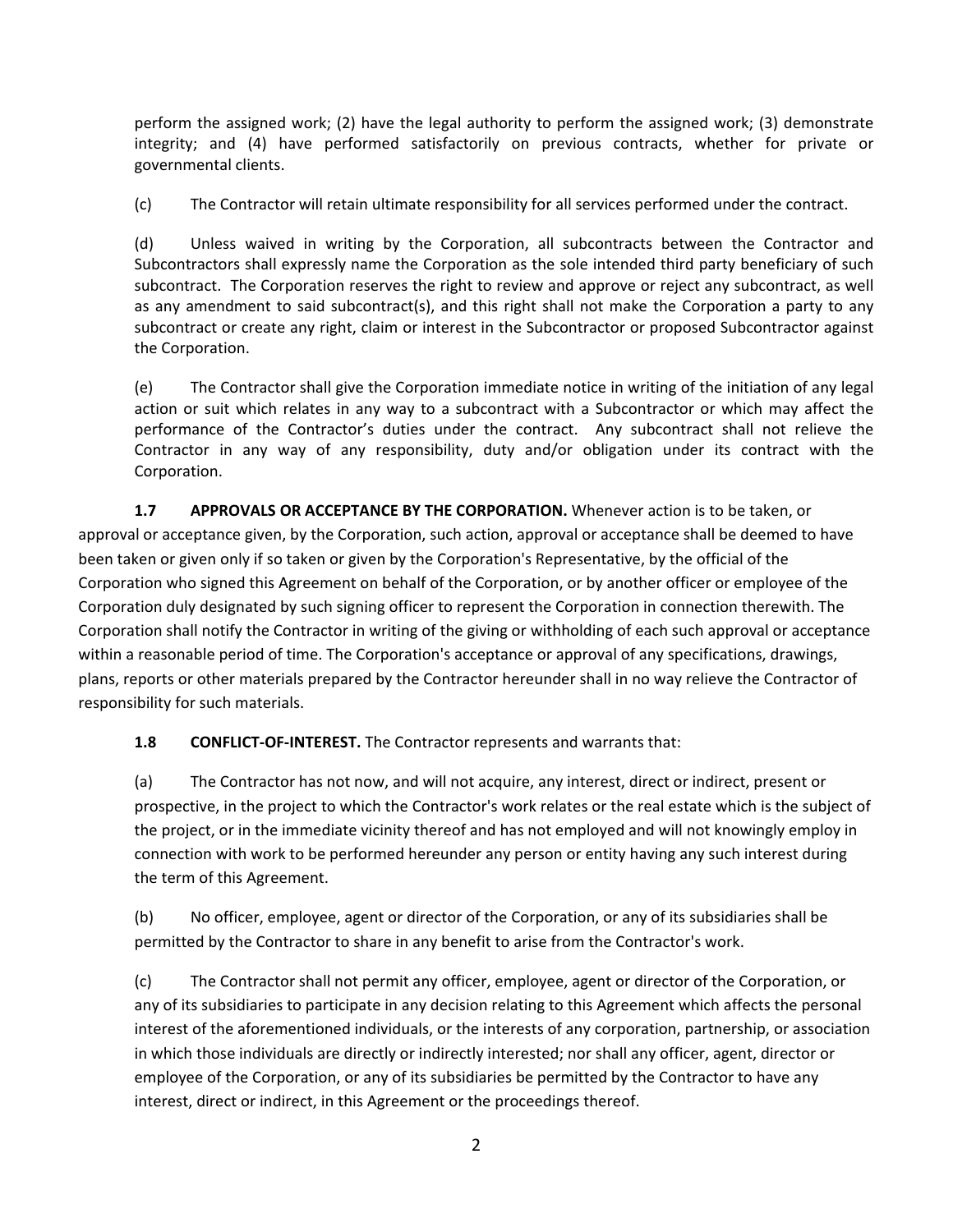perform the assigned work; (2) have the legal authority to perform the assigned work; (3) demonstrate integrity; and (4) have performed satisfactorily on previous contracts, whether for private or governmental clients.

(c) The Contractor will retain ultimate responsibility for all services performed under the contract.

(d) Unless waived in writing by the Corporation, all subcontracts between the Contractor and Subcontractors shall expressly name the Corporation as the sole intended third party beneficiary of such subcontract. The Corporation reserves the right to review and approve or reject any subcontract, as well as any amendment to said subcontract(s), and this right shall not make the Corporation a party to any subcontract or create any right, claim or interest in the Subcontractor or proposed Subcontractor against the Corporation.

(e) The Contractor shall give the Corporation immediate notice in writing of the initiation of any legal action or suit which relates in any way to a subcontract with a Subcontractor or which may affect the performance of the Contractor's duties under the contract. Any subcontract shall not relieve the Contractor in any way of any responsibility, duty and/or obligation under its contract with the Corporation.

**1.7 APPROVALS OR ACCEPTANCE BY THE CORPORATION.** Whenever action is to be taken, or approval or acceptance given, by the Corporation, such action, approval or acceptance shall be deemed to have been taken or given only if so taken or given by the Corporation's Representative, by the official of the Corporation who signed this Agreement on behalf of the Corporation, or by another officer or employee of the Corporation duly designated by such signing officer to represent the Corporation in connection therewith. The Corporation shall notify the Contractor in writing of the giving or withholding of each such approval or acceptance within a reasonable period of time. The Corporation's acceptance or approval of any specifications, drawings, plans, reports or other materials prepared by the Contractor hereunder shall in no way relieve the Contractor of responsibility for such materials.

**1.8 CONFLICT-OF-INTEREST.** The Contractor represents and warrants that:

(a) The Contractor has not now, and will not acquire, any interest, direct or indirect, present or prospective, in the project to which the Contractor's work relates or the real estate which is the subject of the project, or in the immediate vicinity thereof and has not employed and will not knowingly employ in connection with work to be performed hereunder any person or entity having any such interest during the term of this Agreement.

(b) No officer, employee, agent or director of the Corporation, or any of its subsidiaries shall be permitted by the Contractor to share in any benefit to arise from the Contractor's work.

(c) The Contractor shall not permit any officer, employee, agent or director of the Corporation, or any of its subsidiaries to participate in any decision relating to this Agreement which affects the personal interest of the aforementioned individuals, or the interests of any corporation, partnership, or association in which those individuals are directly or indirectly interested; nor shall any officer, agent, director or employee of the Corporation, or any of its subsidiaries be permitted by the Contractor to have any interest, direct or indirect, in this Agreement or the proceedings thereof.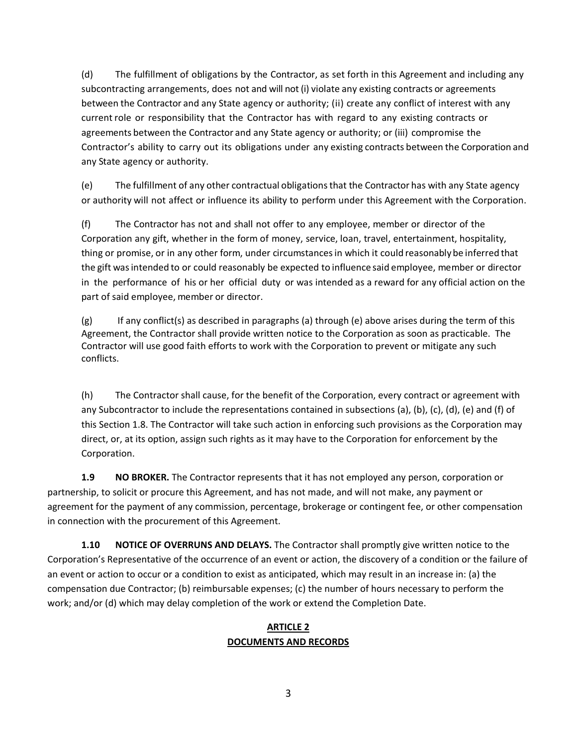(d) The fulfillment of obligations by the Contractor, as set forth in this Agreement and including any subcontracting arrangements, does not and will not (i) violate any existing contracts or agreements between the Contractor and any State agency or authority; (ii) create any conflict of interest with any current role or responsibility that the Contractor has with regard to any existing contracts or agreements between the Contractor and any State agency or authority; or (iii) compromise the Contractor's ability to carry out its obligations under any existing contracts between the Corporation and any State agency or authority.

(e) The fulfillment of any other contractual obligations that the Contractor has with any State agency or authority will not affect or influence its ability to perform under this Agreement with the Corporation.

(f) The Contractor has not and shall not offer to any employee, member or director of the Corporation any gift, whether in the form of money, service, loan, travel, entertainment, hospitality, thing or promise, or in any other form, under circumstances in which it could reasonably be inferred that the gift was intended to or could reasonably be expected to influence said employee, member or director in the performance of his or her official duty or was intended as a reward for any official action on the part of said employee, member or director.

(g) If any conflict(s) as described in paragraphs (a) through (e) above arises during the term of this Agreement, the Contractor shall provide written notice to the Corporation as soon as practicable. The Contractor will use good faith efforts to work with the Corporation to prevent or mitigate any such conflicts.

(h) The Contractor shall cause, for the benefit of the Corporation, every contract or agreement with any Subcontractor to include the representations contained in subsections (a), (b), (c), (d), (e) and (f) of this Section 1.8. The Contractor will take such action in enforcing such provisions as the Corporation may direct, or, at its option, assign such rights as it may have to the Corporation for enforcement by the Corporation.

**1.9 NO BROKER.** The Contractor represents that it has not employed any person, corporation or partnership, to solicit or procure this Agreement, and has not made, and will not make, any payment or agreement for the payment of any commission, percentage, brokerage or contingent fee, or other compensation in connection with the procurement of this Agreement.

**1.10 NOTICE OF OVERRUNS AND DELAYS.** The Contractor shall promptly give written notice to the Corporation's Representative of the occurrence of an event or action, the discovery of a condition or the failure of an event or action to occur or a condition to exist as anticipated, which may result in an increase in: (a) the compensation due Contractor; (b) reimbursable expenses; (c) the number of hours necessary to perform the work; and/or (d) which may delay completion of the work or extend the Completion Date.

## ARTICLE 2
## DOCUMENTS AND RECORDS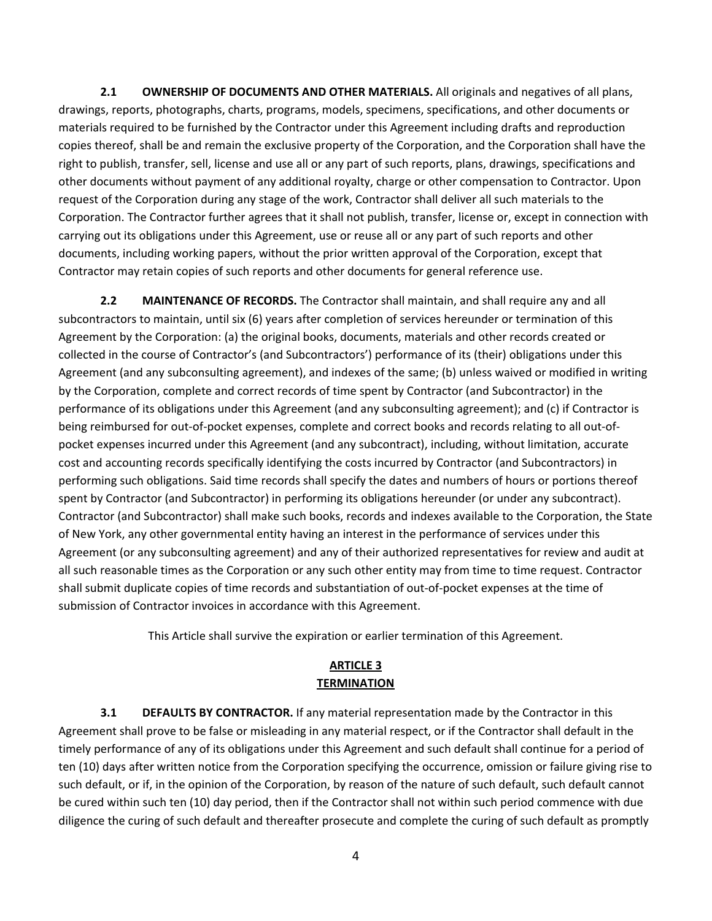**2.1 OWNERSHIP OF DOCUMENTS AND OTHER MATERIALS.** All originals and negatives of all plans, drawings, reports, photographs, charts, programs, models, specimens, specifications, and other documents or materials required to be furnished by the Contractor under this Agreement including drafts and reproduction copies thereof, shall be and remain the exclusive property of the Corporation, and the Corporation shall have the right to publish, transfer, sell, license and use all or any part of such reports, plans, drawings, specifications and other documents without payment of any additional royalty, charge or other compensation to Contractor. Upon request of the Corporation during any stage of the work, Contractor shall deliver all such materials to the Corporation. The Contractor further agrees that it shall not publish, transfer, license or, except in connection with carrying out its obligations under this Agreement, use or reuse all or any part of such reports and other documents, including working papers, without the prior written approval of the Corporation, except that Contractor may retain copies of such reports and other documents for general reference use.

**2.2 MAINTENANCE OF RECORDS.** The Contractor shall maintain, and shall require any and all subcontractors to maintain, until six (6) years after completion of services hereunder or termination of this Agreement by the Corporation: (a) the original books, documents, materials and other records created or collected in the course of Contractor's (and Subcontractors') performance of its (their) obligations under this Agreement (and any subconsulting agreement), and indexes of the same; (b) unless waived or modified in writing by the Corporation, complete and correct records of time spent by Contractor (and Subcontractor) in the performance of its obligations under this Agreement (and any subconsulting agreement); and (c) if Contractor is being reimbursed for out-of-pocket expenses, complete and correct books and records relating to all out-of-pocket expenses incurred under this Agreement (and any subcontract), including, without limitation, accurate cost and accounting records specifically identifying the costs incurred by Contractor (and Subcontractors) in performing such obligations. Said time records shall specify the dates and numbers of hours or portions thereof spent by Contractor (and Subcontractor) in performing its obligations hereunder (or under any subcontract). Contractor (and Subcontractor) shall make such books, records and indexes available to the Corporation, the State of New York, any other governmental entity having an interest in the performance of services under this Agreement (or any subconsulting agreement) and any of their authorized representatives for review and audit at all such reasonable times as the Corporation or any such other entity may from time to time request. Contractor shall submit duplicate copies of time records and substantiation of out-of-pocket expenses at the time of submission of Contractor invoices in accordance with this Agreement.

This Article shall survive the expiration or earlier termination of this Agreement.

## ARTICLE 3
## TERMINATION

**3.1 DEFAULTS BY CONTRACTOR.** If any material representation made by the Contractor in this Agreement shall prove to be false or misleading in any material respect, or if the Contractor shall default in the timely performance of any of its obligations under this Agreement and such default shall continue for a period of ten (10) days after written notice from the Corporation specifying the occurrence, omission or failure giving rise to such default, or if, in the opinion of the Corporation, by reason of the nature of such default, such default cannot be cured within such ten (10) day period, then if the Contractor shall not within such period commence with due diligence the curing of such default and thereafter prosecute and complete the curing of such default as promptly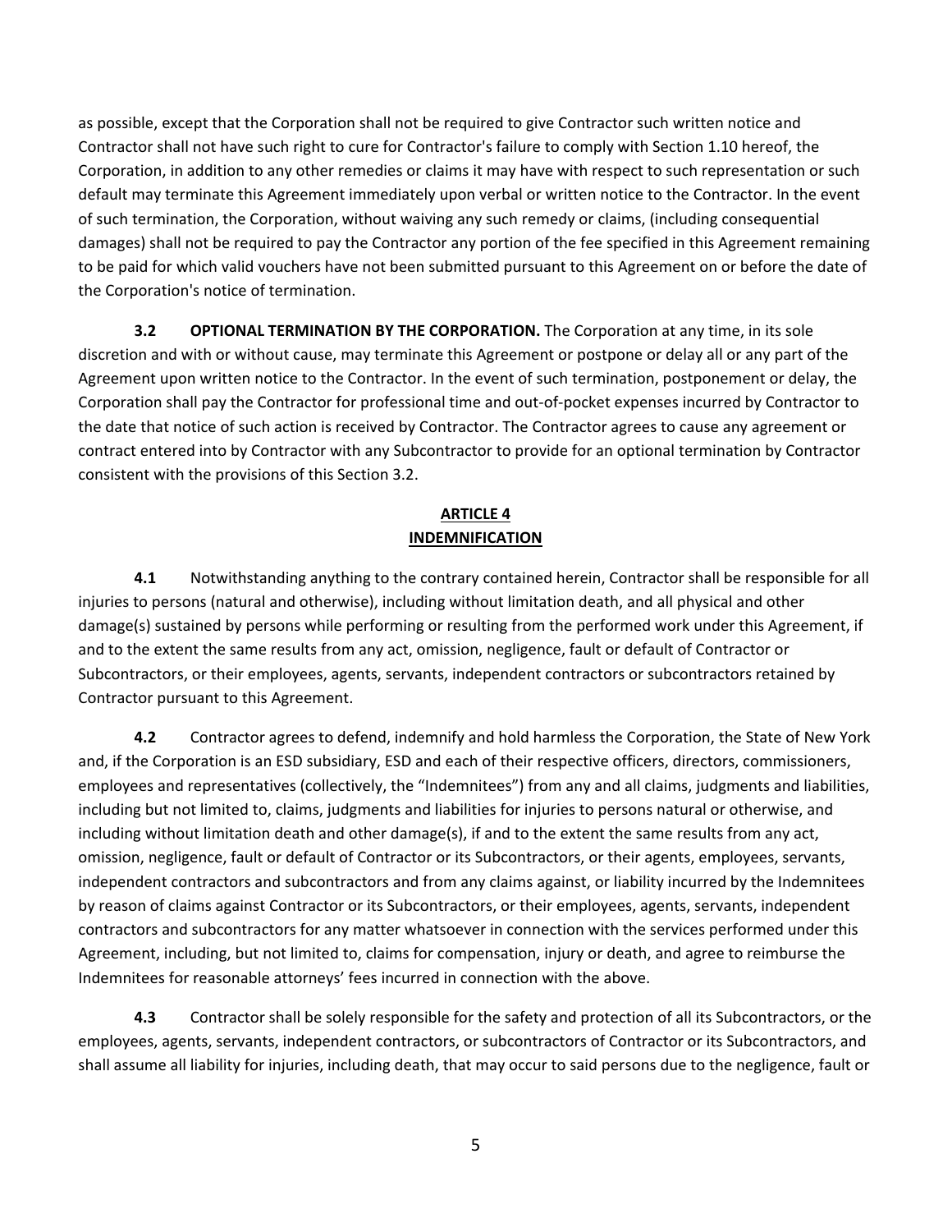as possible, except that the Corporation shall not be required to give Contractor such written notice and Contractor shall not have such right to cure for Contractor's failure to comply with Section 1.10 hereof, the Corporation, in addition to any other remedies or claims it may have with respect to such representation or such default may terminate this Agreement immediately upon verbal or written notice to the Contractor. In the event of such termination, the Corporation, without waiving any such remedy or claims, (including consequential damages) shall not be required to pay the Contractor any portion of the fee specified in this Agreement remaining to be paid for which valid vouchers have not been submitted pursuant to this Agreement on or before the date of the Corporation's notice of termination.

**3.2 OPTIONAL TERMINATION BY THE CORPORATION.** The Corporation at any time, in its sole discretion and with or without cause, may terminate this Agreement or postpone or delay all or any part of the Agreement upon written notice to the Contractor. In the event of such termination, postponement or delay, the Corporation shall pay the Contractor for professional time and out-of-pocket expenses incurred by Contractor to the date that notice of such action is received by Contractor. The Contractor agrees to cause any agreement or contract entered into by Contractor with any Subcontractor to provide for an optional termination by Contractor consistent with the provisions of this Section 3.2.

## ARTICLE 4
## INDEMNIFICATION

**4.1** Notwithstanding anything to the contrary contained herein, Contractor shall be responsible for all injuries to persons (natural and otherwise), including without limitation death, and all physical and other damage(s) sustained by persons while performing or resulting from the performed work under this Agreement, if and to the extent the same results from any act, omission, negligence, fault or default of Contractor or Subcontractors, or their employees, agents, servants, independent contractors or subcontractors retained by Contractor pursuant to this Agreement.

**4.2** Contractor agrees to defend, indemnify and hold harmless the Corporation, the State of New York and, if the Corporation is an ESD subsidiary, ESD and each of their respective officers, directors, commissioners, employees and representatives (collectively, the "Indemnitees") from any and all claims, judgments and liabilities, including but not limited to, claims, judgments and liabilities for injuries to persons natural or otherwise, and including without limitation death and other damage(s), if and to the extent the same results from any act, omission, negligence, fault or default of Contractor or its Subcontractors, or their agents, employees, servants, independent contractors and subcontractors and from any claims against, or liability incurred by the Indemnitees by reason of claims against Contractor or its Subcontractors, or their employees, agents, servants, independent contractors and subcontractors for any matter whatsoever in connection with the services performed under this Agreement, including, but not limited to, claims for compensation, injury or death, and agree to reimburse the Indemnitees for reasonable attorneys' fees incurred in connection with the above.

**4.3** Contractor shall be solely responsible for the safety and protection of all its Subcontractors, or the employees, agents, servants, independent contractors, or subcontractors of Contractor or its Subcontractors, and shall assume all liability for injuries, including death, that may occur to said persons due to the negligence, fault or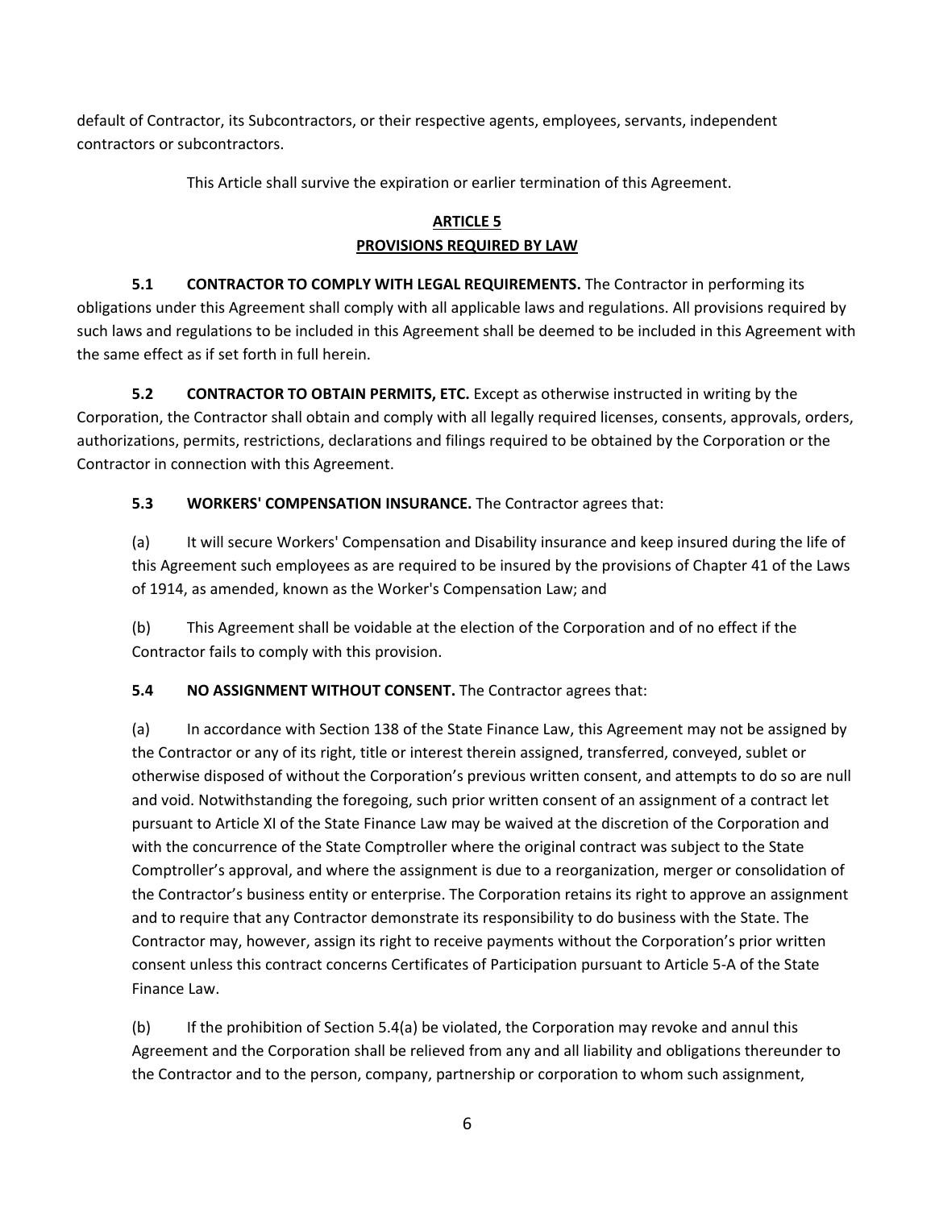default of Contractor, its Subcontractors, or their respective agents, employees, servants, independent contractors or subcontractors.

This Article shall survive the expiration or earlier termination of this Agreement.

## ARTICLE 5
## PROVISIONS REQUIRED BY LAW

**5.1 CONTRACTOR TO COMPLY WITH LEGAL REQUIREMENTS.** The Contractor in performing its obligations under this Agreement shall comply with all applicable laws and regulations. All provisions required by such laws and regulations to be included in this Agreement shall be deemed to be included in this Agreement with the same effect as if set forth in full herein.

**5.2 CONTRACTOR TO OBTAIN PERMITS, ETC.** Except as otherwise instructed in writing by the Corporation, the Contractor shall obtain and comply with all legally required licenses, consents, approvals, orders, authorizations, permits, restrictions, declarations and filings required to be obtained by the Corporation or the Contractor in connection with this Agreement.

**5.3 WORKERS' COMPENSATION INSURANCE.** The Contractor agrees that:

(a) It will secure Workers' Compensation and Disability insurance and keep insured during the life of this Agreement such employees as are required to be insured by the provisions of Chapter 41 of the Laws of 1914, as amended, known as the Worker's Compensation Law; and

(b) This Agreement shall be voidable at the election of the Corporation and of no effect if the Contractor fails to comply with this provision.

**5.4 NO ASSIGNMENT WITHOUT CONSENT.** The Contractor agrees that:

(a) In accordance with Section 138 of the State Finance Law, this Agreement may not be assigned by the Contractor or any of its right, title or interest therein assigned, transferred, conveyed, sublet or otherwise disposed of without the Corporation's previous written consent, and attempts to do so are null and void. Notwithstanding the foregoing, such prior written consent of an assignment of a contract let pursuant to Article XI of the State Finance Law may be waived at the discretion of the Corporation and with the concurrence of the State Comptroller where the original contract was subject to the State Comptroller's approval, and where the assignment is due to a reorganization, merger or consolidation of the Contractor's business entity or enterprise. The Corporation retains its right to approve an assignment and to require that any Contractor demonstrate its responsibility to do business with the State. The Contractor may, however, assign its right to receive payments without the Corporation's prior written consent unless this contract concerns Certificates of Participation pursuant to Article 5-A of the State Finance Law.

(b) If the prohibition of Section 5.4(a) be violated, the Corporation may revoke and annul this Agreement and the Corporation shall be relieved from any and all liability and obligations thereunder to the Contractor and to the person, company, partnership or corporation to whom such assignment,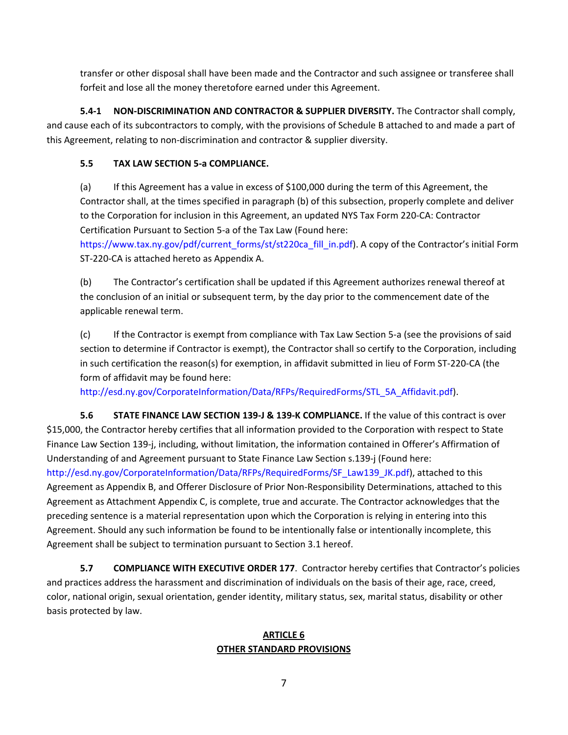transfer or other disposal shall have been made and the Contractor and such assignee or transferee shall forfeit and lose all the money theretofore earned under this Agreement.

**5.4-1 NON-DISCRIMINATION AND CONTRACTOR & SUPPLIER DIVERSITY.** The Contractor shall comply, and cause each of its subcontractors to comply, with the provisions of Schedule B attached to and made a part of this Agreement, relating to non-discrimination and contractor & supplier diversity.

**5.5 TAX LAW SECTION 5-a COMPLIANCE.**

(a) If this Agreement has a value in excess of $100,000 during the term of this Agreement, the Contractor shall, at the times specified in paragraph (b) of this subsection, properly complete and deliver to the Corporation for inclusion in this Agreement, an updated NYS Tax Form 220-CA: Contractor Certification Pursuant to Section 5-a of the Tax Law (Found here: https://www.tax.ny.gov/pdf/current_forms/st/st220ca_fill_in.pdf). A copy of the Contractor's initial Form ST-220-CA is attached hereto as Appendix A.

(b) The Contractor's certification shall be updated if this Agreement authorizes renewal thereof at the conclusion of an initial or subsequent term, by the day prior to the commencement date of the applicable renewal term.

(c) If the Contractor is exempt from compliance with Tax Law Section 5-a (see the provisions of said section to determine if Contractor is exempt), the Contractor shall so certify to the Corporation, including in such certification the reason(s) for exemption, in affidavit submitted in lieu of Form ST-220-CA (the form of affidavit may be found here: http://esd.ny.gov/CorporateInformation/Data/RFPs/RequiredForms/STL_5A_Affidavit.pdf).

**5.6 STATE FINANCE LAW SECTION 139-J & 139-K COMPLIANCE.** If the value of this contract is over $15,000, the Contractor hereby certifies that all information provided to the Corporation with respect to State Finance Law Section 139-j, including, without limitation, the information contained in Offerer's Affirmation of Understanding of and Agreement pursuant to State Finance Law Section s.139-j (Found here: http://esd.ny.gov/CorporateInformation/Data/RFPs/RequiredForms/SF_Law139_JK.pdf), attached to this Agreement as Appendix B, and Offerer Disclosure of Prior Non-Responsibility Determinations, attached to this Agreement as Attachment Appendix C, is complete, true and accurate. The Contractor acknowledges that the preceding sentence is a material representation upon which the Corporation is relying in entering into this Agreement. Should any such information be found to be intentionally false or intentionally incomplete, this Agreement shall be subject to termination pursuant to Section 3.1 hereof.

**5.7 COMPLIANCE WITH EXECUTIVE ORDER 177**. Contractor hereby certifies that Contractor's policies and practices address the harassment and discrimination of individuals on the basis of their age, race, creed, color, national origin, sexual orientation, gender identity, military status, sex, marital status, disability or other basis protected by law.

## ARTICLE 6
## OTHER STANDARD PROVISIONS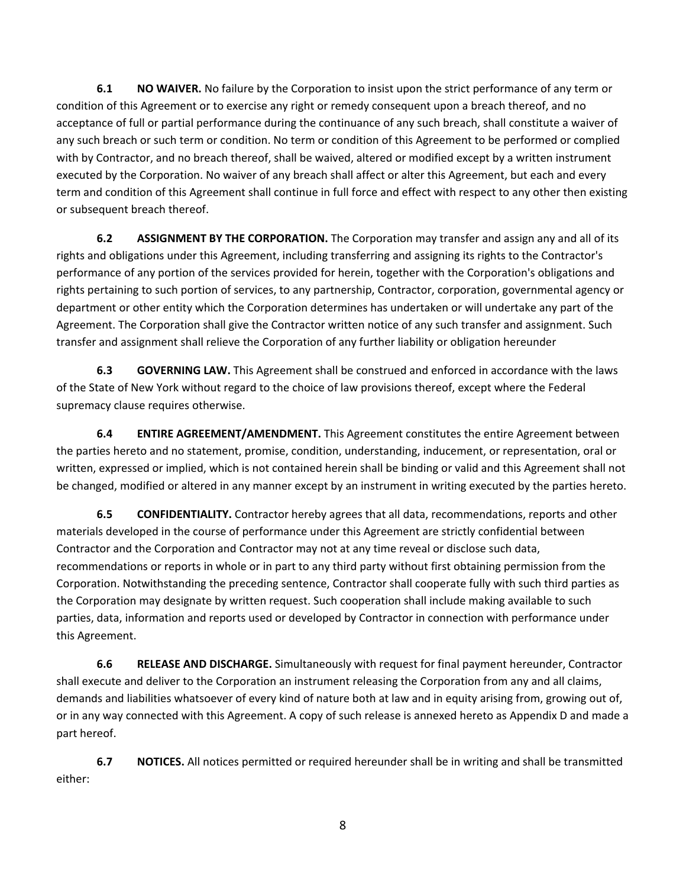**6.1 NO WAIVER.** No failure by the Corporation to insist upon the strict performance of any term or condition of this Agreement or to exercise any right or remedy consequent upon a breach thereof, and no acceptance of full or partial performance during the continuance of any such breach, shall constitute a waiver of any such breach or such term or condition. No term or condition of this Agreement to be performed or complied with by Contractor, and no breach thereof, shall be waived, altered or modified except by a written instrument executed by the Corporation. No waiver of any breach shall affect or alter this Agreement, but each and every term and condition of this Agreement shall continue in full force and effect with respect to any other then existing or subsequent breach thereof.

**6.2 ASSIGNMENT BY THE CORPORATION.** The Corporation may transfer and assign any and all of its rights and obligations under this Agreement, including transferring and assigning its rights to the Contractor's performance of any portion of the services provided for herein, together with the Corporation's obligations and rights pertaining to such portion of services, to any partnership, Contractor, corporation, governmental agency or department or other entity which the Corporation determines has undertaken or will undertake any part of the Agreement. The Corporation shall give the Contractor written notice of any such transfer and assignment. Such transfer and assignment shall relieve the Corporation of any further liability or obligation hereunder

**6.3 GOVERNING LAW.** This Agreement shall be construed and enforced in accordance with the laws of the State of New York without regard to the choice of law provisions thereof, except where the Federal supremacy clause requires otherwise.

**6.4 ENTIRE AGREEMENT/AMENDMENT.** This Agreement constitutes the entire Agreement between the parties hereto and no statement, promise, condition, understanding, inducement, or representation, oral or written, expressed or implied, which is not contained herein shall be binding or valid and this Agreement shall not be changed, modified or altered in any manner except by an instrument in writing executed by the parties hereto.

**6.5 CONFIDENTIALITY.** Contractor hereby agrees that all data, recommendations, reports and other materials developed in the course of performance under this Agreement are strictly confidential between Contractor and the Corporation and Contractor may not at any time reveal or disclose such data, recommendations or reports in whole or in part to any third party without first obtaining permission from the Corporation. Notwithstanding the preceding sentence, Contractor shall cooperate fully with such third parties as the Corporation may designate by written request. Such cooperation shall include making available to such parties, data, information and reports used or developed by Contractor in connection with performance under this Agreement.

**6.6 RELEASE AND DISCHARGE.** Simultaneously with request for final payment hereunder, Contractor shall execute and deliver to the Corporation an instrument releasing the Corporation from any and all claims, demands and liabilities whatsoever of every kind of nature both at law and in equity arising from, growing out of, or in any way connected with this Agreement. A copy of such release is annexed hereto as Appendix D and made a part hereof.

**6.7 NOTICES.** All notices permitted or required hereunder shall be in writing and shall be transmitted either: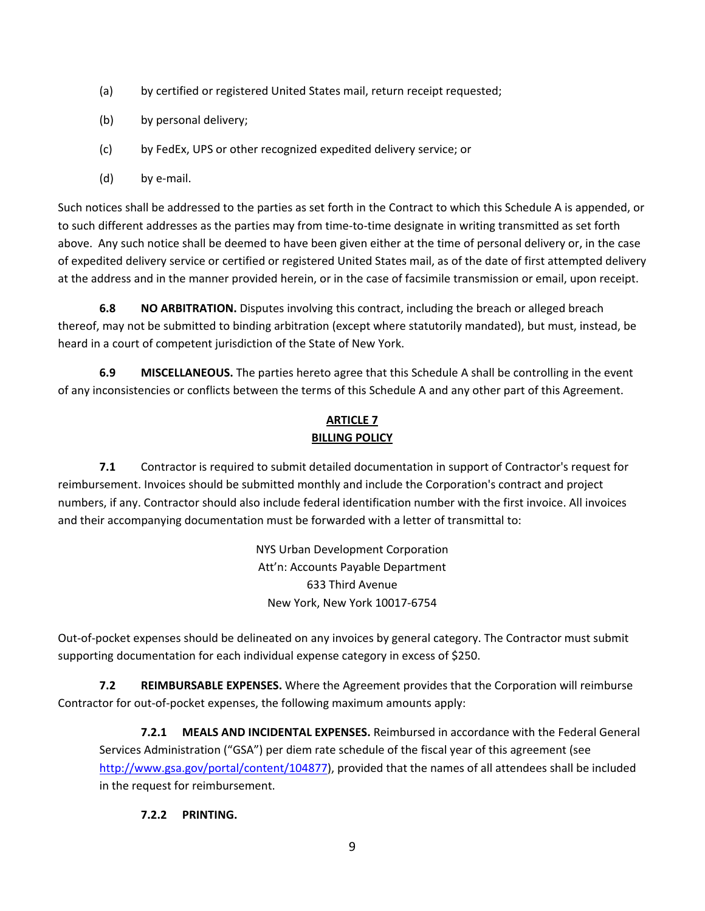(a) by certified or registered United States mail, return receipt requested;

(b) by personal delivery;

(c) by FedEx, UPS or other recognized expedited delivery service; or

(d) by e-mail.

Such notices shall be addressed to the parties as set forth in the Contract to which this Schedule A is appended, or to such different addresses as the parties may from time-to-time designate in writing transmitted as set forth above. Any such notice shall be deemed to have been given either at the time of personal delivery or, in the case of expedited delivery service or certified or registered United States mail, as of the date of first attempted delivery at the address and in the manner provided herein, or in the case of facsimile transmission or email, upon receipt.

**6.8 NO ARBITRATION.** Disputes involving this contract, including the breach or alleged breach thereof, may not be submitted to binding arbitration (except where statutorily mandated), but must, instead, be heard in a court of competent jurisdiction of the State of New York.

**6.9 MISCELLANEOUS.** The parties hereto agree that this Schedule A shall be controlling in the event of any inconsistencies or conflicts between the terms of this Schedule A and any other part of this Agreement.

## ARTICLE 7
## BILLING POLICY

**7.1** Contractor is required to submit detailed documentation in support of Contractor's request for reimbursement. Invoices should be submitted monthly and include the Corporation's contract and project numbers, if any. Contractor should also include federal identification number with the first invoice. All invoices and their accompanying documentation must be forwarded with a letter of transmittal to:

NYS Urban Development Corporation
Att'n: Accounts Payable Department
633 Third Avenue
New York, New York 10017-6754

Out-of-pocket expenses should be delineated on any invoices by general category. The Contractor must submit supporting documentation for each individual expense category in excess of $250.

**7.2 REIMBURSABLE EXPENSES.** Where the Agreement provides that the Corporation will reimburse Contractor for out-of-pocket expenses, the following maximum amounts apply:

**7.2.1 MEALS AND INCIDENTAL EXPENSES.** Reimbursed in accordance with the Federal General Services Administration ("GSA") per diem rate schedule of the fiscal year of this agreement (see http://www.gsa.gov/portal/content/104877), provided that the names of all attendees shall be included in the request for reimbursement.

**7.2.2 PRINTING.**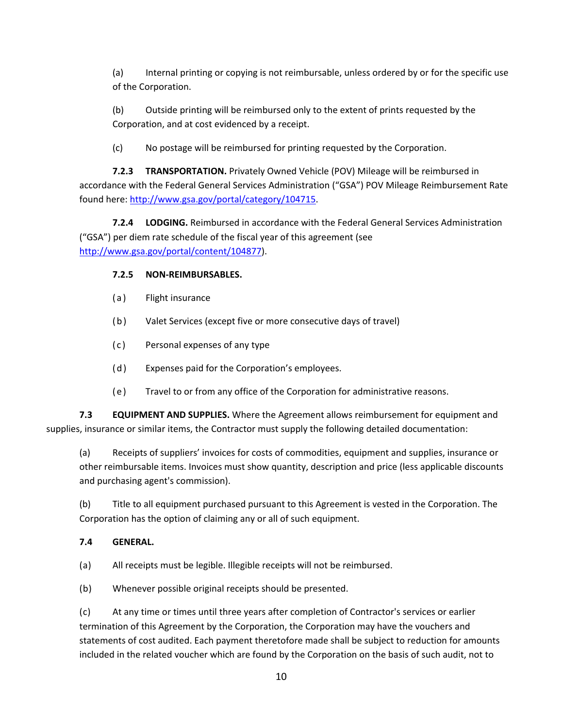(a) Internal printing or copying is not reimbursable, unless ordered by or for the specific use of the Corporation.

(b) Outside printing will be reimbursed only to the extent of prints requested by the Corporation, and at cost evidenced by a receipt.

(c) No postage will be reimbursed for printing requested by the Corporation.

**7.2.3 TRANSPORTATION.** Privately Owned Vehicle (POV) Mileage will be reimbursed in accordance with the Federal General Services Administration ("GSA") POV Mileage Reimbursement Rate found here: [http://www.gsa.gov/portal/category/104715](http://www.gsa.gov/portal/category/104715).

**7.2.4 LODGING.** Reimbursed in accordance with the Federal General Services Administration ("GSA") per diem rate schedule of the fiscal year of this agreement (see [http://www.gsa.gov/portal/content/104877](http://www.gsa.gov/portal/content/104877)).

**7.2.5 NON-REIMBURSABLES.**

(a) Flight insurance

(b) Valet Services (except five or more consecutive days of travel)

(c) Personal expenses of any type

(d) Expenses paid for the Corporation's employees.

(e) Travel to or from any office of the Corporation for administrative reasons.

**7.3 EQUIPMENT AND SUPPLIES.** Where the Agreement allows reimbursement for equipment and supplies, insurance or similar items, the Contractor must supply the following detailed documentation:

(a) Receipts of suppliers' invoices for costs of commodities, equipment and supplies, insurance or other reimbursable items. Invoices must show quantity, description and price (less applicable discounts and purchasing agent's commission).

(b) Title to all equipment purchased pursuant to this Agreement is vested in the Corporation. The Corporation has the option of claiming any or all of such equipment.

**7.4 GENERAL.**

(a) All receipts must be legible. Illegible receipts will not be reimbursed.

(b) Whenever possible original receipts should be presented.

(c) At any time or times until three years after completion of Contractor's services or earlier termination of this Agreement by the Corporation, the Corporation may have the vouchers and statements of cost audited. Each payment theretofore made shall be subject to reduction for amounts included in the related voucher which are found by the Corporation on the basis of such audit, not to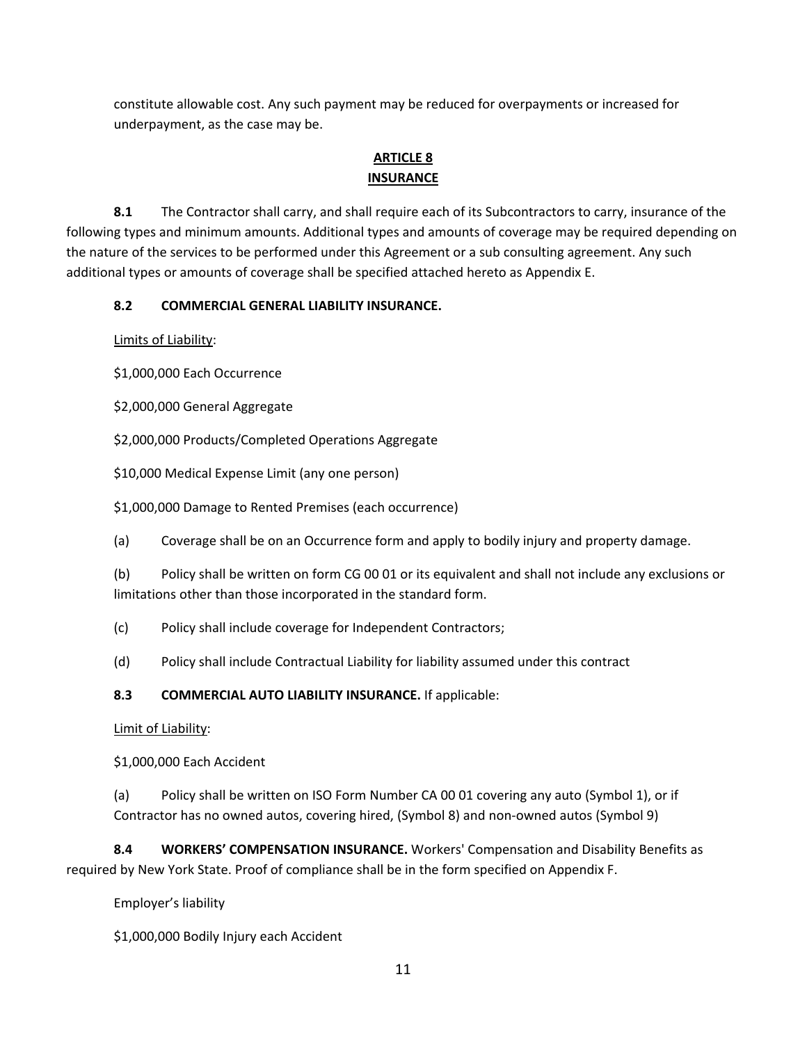constitute allowable cost. Any such payment may be reduced for overpayments or increased for underpayment, as the case may be.

## ARTICLE 8
## INSURANCE

**8.1** The Contractor shall carry, and shall require each of its Subcontractors to carry, insurance of the following types and minimum amounts. Additional types and amounts of coverage may be required depending on the nature of the services to be performed under this Agreement or a sub consulting agreement. Any such additional types or amounts of coverage shall be specified attached hereto as Appendix E.

**8.2 COMMERCIAL GENERAL LIABILITY INSURANCE.**

Limits of Liability:

$1,000,000 Each Occurrence

$2,000,000 General Aggregate

$2,000,000 Products/Completed Operations Aggregate

$10,000 Medical Expense Limit (any one person)

$1,000,000 Damage to Rented Premises (each occurrence)

(a) Coverage shall be on an Occurrence form and apply to bodily injury and property damage.

(b) Policy shall be written on form CG 00 01 or its equivalent and shall not include any exclusions or limitations other than those incorporated in the standard form.

(c) Policy shall include coverage for Independent Contractors;

(d) Policy shall include Contractual Liability for liability assumed under this contract

**8.3 COMMERCIAL AUTO LIABILITY INSURANCE.** If applicable:

Limit of Liability:

$1,000,000 Each Accident

(a) Policy shall be written on ISO Form Number CA 00 01 covering any auto (Symbol 1), or if Contractor has no owned autos, covering hired, (Symbol 8) and non-owned autos (Symbol 9)

**8.4 WORKERS' COMPENSATION INSURANCE.** Workers' Compensation and Disability Benefits as required by New York State. Proof of compliance shall be in the form specified on Appendix F.

Employer's liability

$1,000,000 Bodily Injury each Accident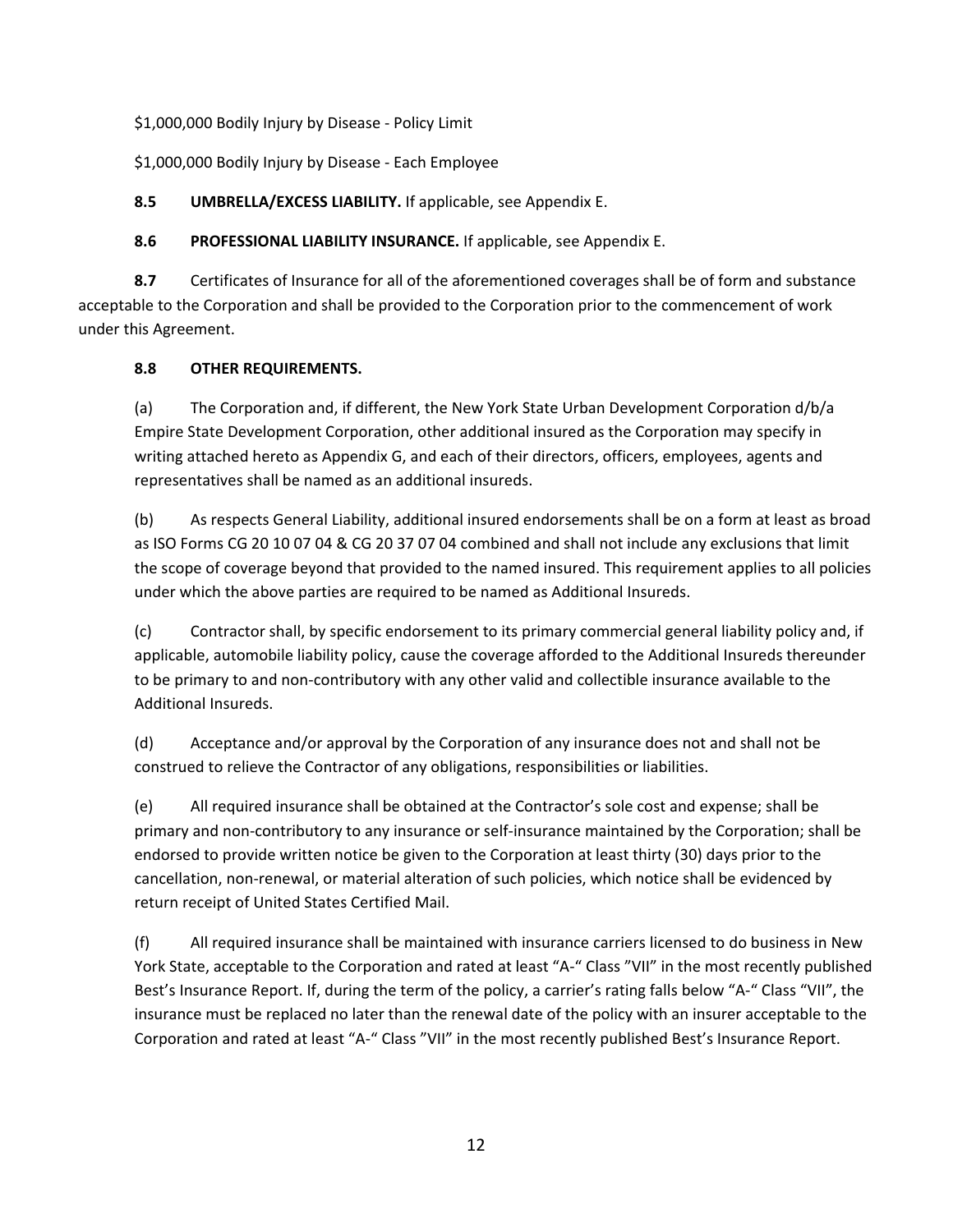$1,000,000 Bodily Injury by Disease - Policy Limit

$1,000,000 Bodily Injury by Disease - Each Employee

**8.5 UMBRELLA/EXCESS LIABILITY.** If applicable, see Appendix E.

**8.6 PROFESSIONAL LIABILITY INSURANCE.** If applicable, see Appendix E.

**8.7** Certificates of Insurance for all of the aforementioned coverages shall be of form and substance acceptable to the Corporation and shall be provided to the Corporation prior to the commencement of work under this Agreement.

**8.8 OTHER REQUIREMENTS.**

(a) The Corporation and, if different, the New York State Urban Development Corporation d/b/a Empire State Development Corporation, other additional insured as the Corporation may specify in writing attached hereto as Appendix G, and each of their directors, officers, employees, agents and representatives shall be named as an additional insureds.

(b) As respects General Liability, additional insured endorsements shall be on a form at least as broad as ISO Forms CG 20 10 07 04 & CG 20 37 07 04 combined and shall not include any exclusions that limit the scope of coverage beyond that provided to the named insured. This requirement applies to all policies under which the above parties are required to be named as Additional Insureds.

(c) Contractor shall, by specific endorsement to its primary commercial general liability policy and, if applicable, automobile liability policy, cause the coverage afforded to the Additional Insureds thereunder to be primary to and non-contributory with any other valid and collectible insurance available to the Additional Insureds.

(d) Acceptance and/or approval by the Corporation of any insurance does not and shall not be construed to relieve the Contractor of any obligations, responsibilities or liabilities.

(e) All required insurance shall be obtained at the Contractor's sole cost and expense; shall be primary and non-contributory to any insurance or self-insurance maintained by the Corporation; shall be endorsed to provide written notice be given to the Corporation at least thirty (30) days prior to the cancellation, non-renewal, or material alteration of such policies, which notice shall be evidenced by return receipt of United States Certified Mail.

(f) All required insurance shall be maintained with insurance carriers licensed to do business in New York State, acceptable to the Corporation and rated at least "A-" Class "VII" in the most recently published Best's Insurance Report. If, during the term of the policy, a carrier's rating falls below "A-" Class "VII", the insurance must be replaced no later than the renewal date of the policy with an insurer acceptable to the Corporation and rated at least "A-" Class "VII" in the most recently published Best's Insurance Report.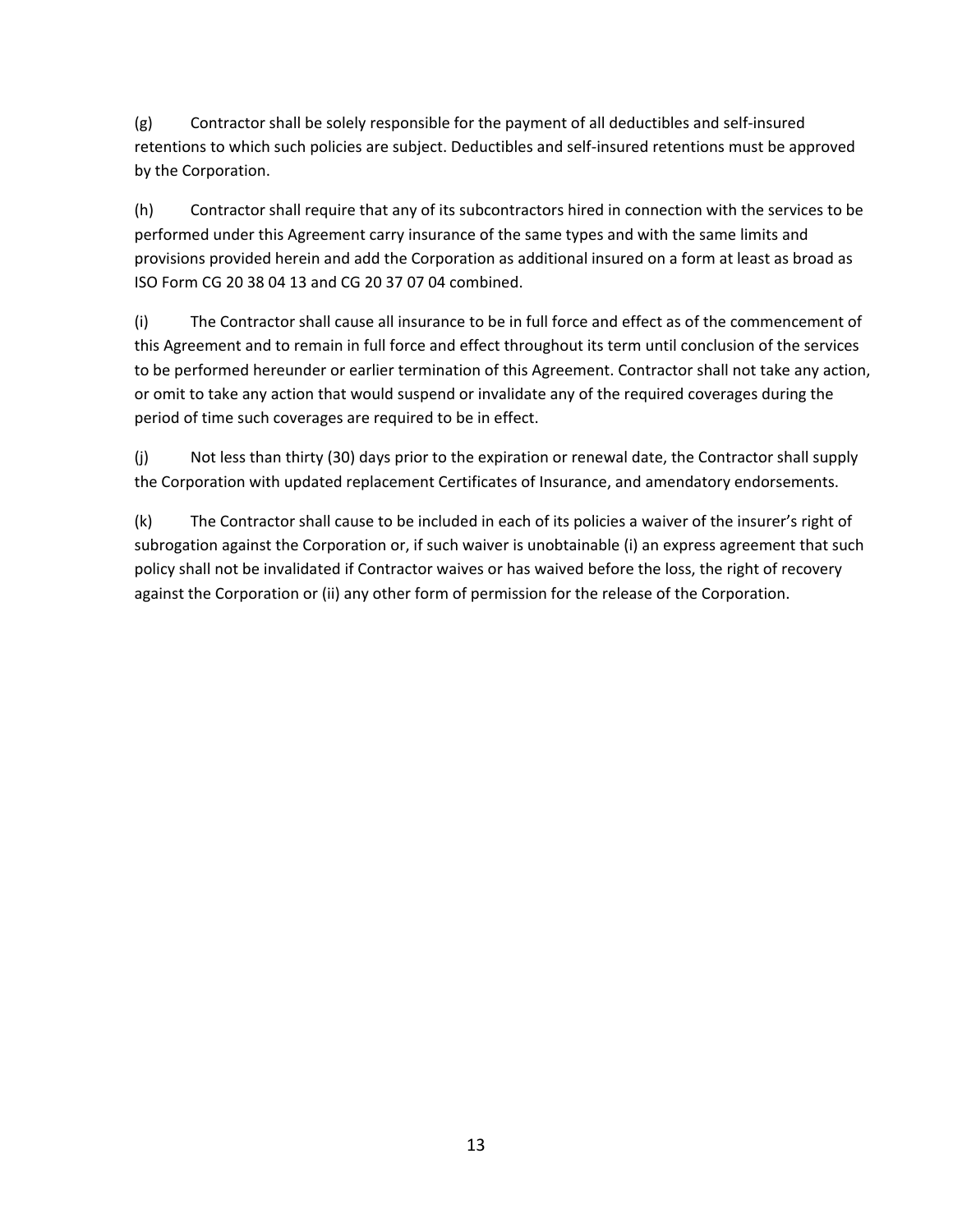(g) Contractor shall be solely responsible for the payment of all deductibles and self-insured retentions to which such policies are subject. Deductibles and self-insured retentions must be approved by the Corporation.

(h) Contractor shall require that any of its subcontractors hired in connection with the services to be performed under this Agreement carry insurance of the same types and with the same limits and provisions provided herein and add the Corporation as additional insured on a form at least as broad as ISO Form CG 20 38 04 13 and CG 20 37 07 04 combined.

(i) The Contractor shall cause all insurance to be in full force and effect as of the commencement of this Agreement and to remain in full force and effect throughout its term until conclusion of the services to be performed hereunder or earlier termination of this Agreement. Contractor shall not take any action, or omit to take any action that would suspend or invalidate any of the required coverages during the period of time such coverages are required to be in effect.

(j) Not less than thirty (30) days prior to the expiration or renewal date, the Contractor shall supply the Corporation with updated replacement Certificates of Insurance, and amendatory endorsements.

(k) The Contractor shall cause to be included in each of its policies a waiver of the insurer's right of subrogation against the Corporation or, if such waiver is unobtainable (i) an express agreement that such policy shall not be invalidated if Contractor waives or has waived before the loss, the right of recovery against the Corporation or (ii) any other form of permission for the release of the Corporation.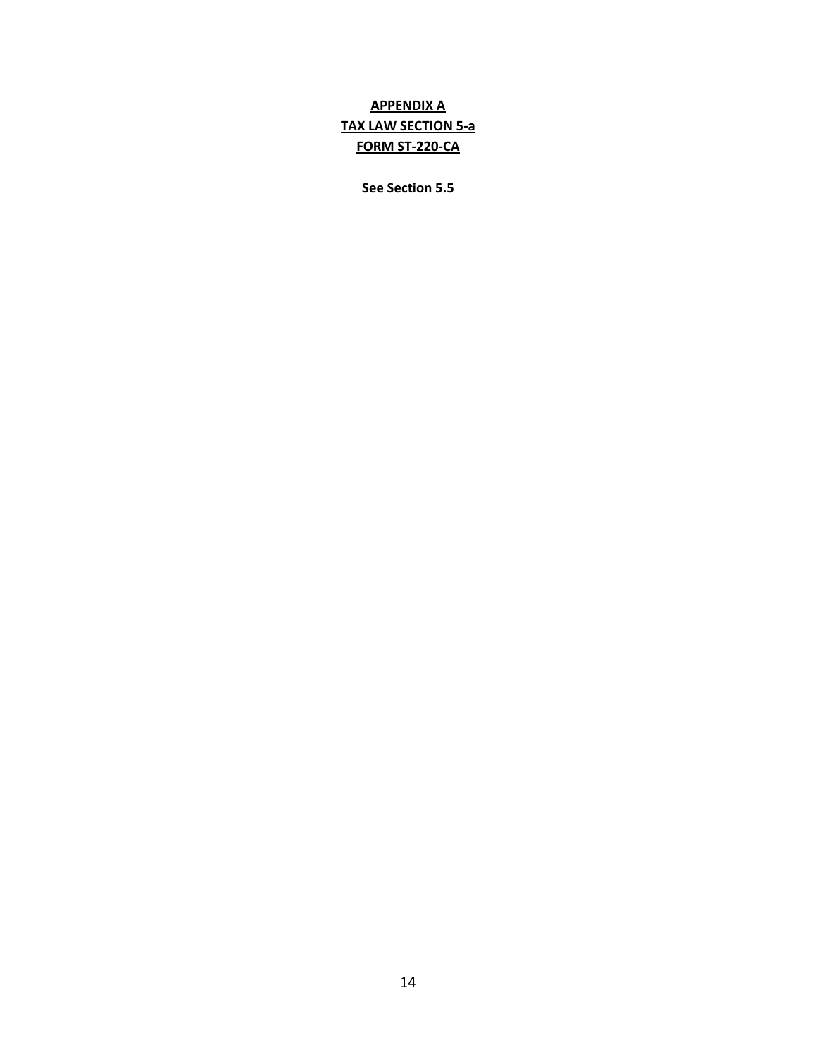**APPENDIX A**

**TAX LAW SECTION 5-a**

**FORM ST-220-CA**

**See Section 5.5**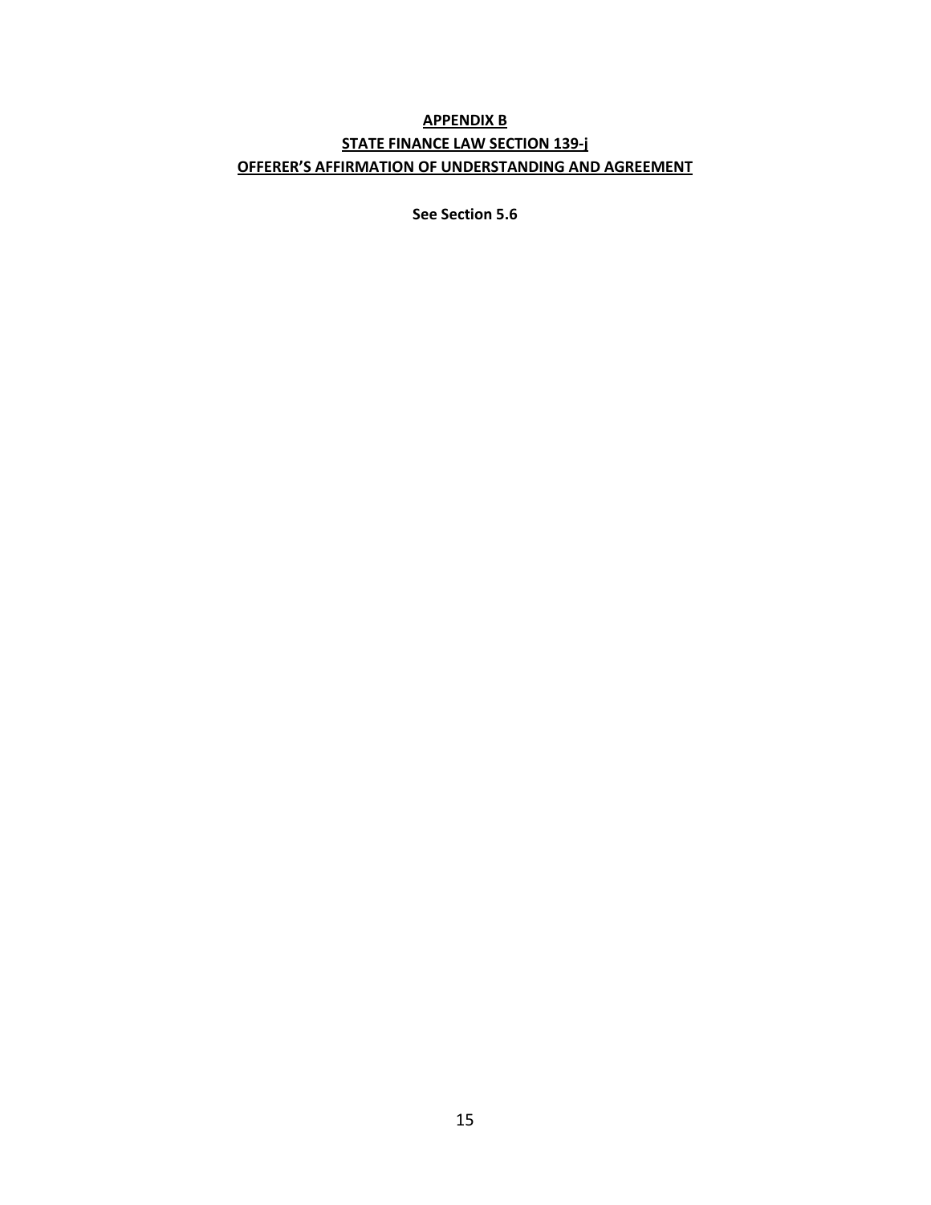# APPENDIX B

## STATE FINANCE LAW SECTION 139-j

## OFFERER'S AFFIRMATION OF UNDERSTANDING AND AGREEMENT

**See Section 5.6**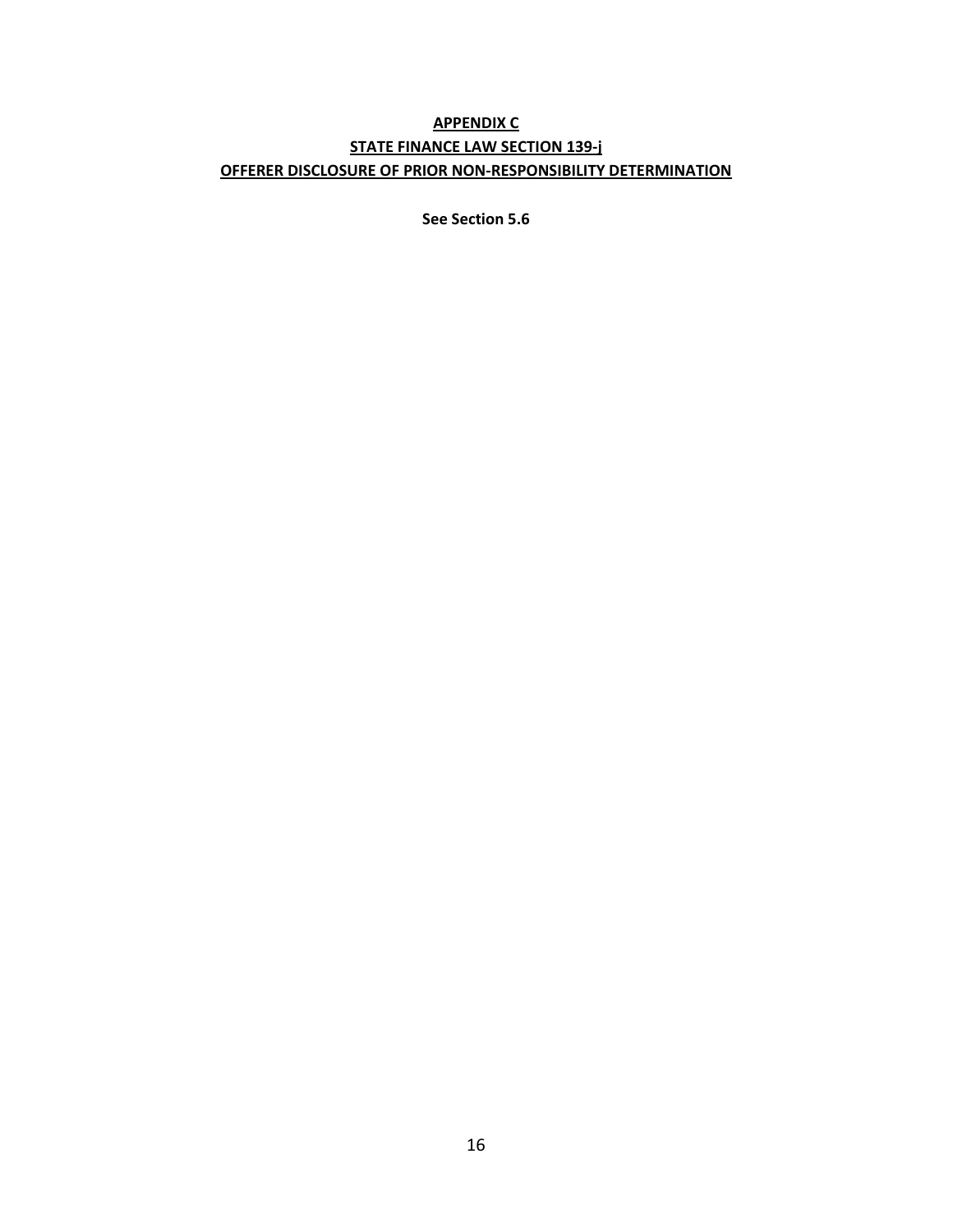# APPENDIX C

## STATE FINANCE LAW SECTION 139-j

## OFFERER DISCLOSURE OF PRIOR NON-RESPONSIBILITY DETERMINATION

**See Section 5.6**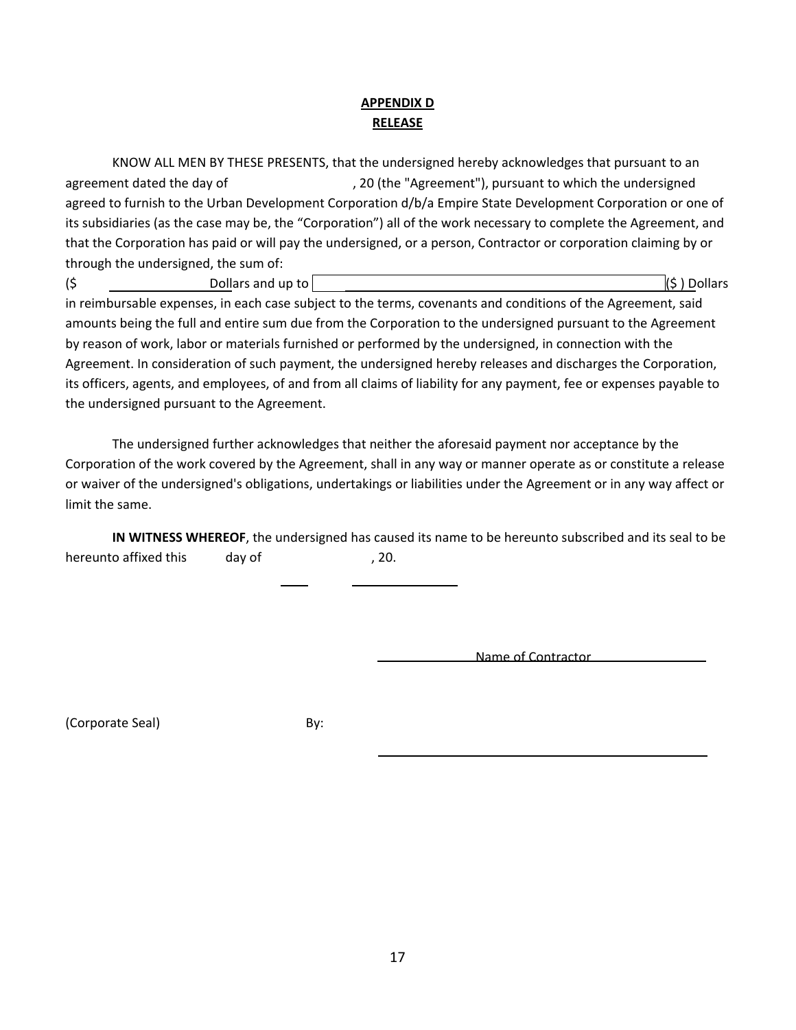## APPENDIX D
## RELEASE

KNOW ALL MEN BY THESE PRESENTS, that the undersigned hereby acknowledges that pursuant to an agreement dated the day of , 20 (the "Agreement"), pursuant to which the undersigned agreed to furnish to the Urban Development Corporation d/b/a Empire State Development Corporation or one of its subsidiaries (as the case may be, the "Corporation") all of the work necessary to complete the Agreement, and that the Corporation has paid or will pay the undersigned, or a person, Contractor or corporation claiming by or through the undersigned, the sum of:
($ ______________ Dollars and up to ______________________________ ($ ) Dollars in reimbursable expenses, in each case subject to the terms, covenants and conditions of the Agreement, said amounts being the full and entire sum due from the Corporation to the undersigned pursuant to the Agreement by reason of work, labor or materials furnished or performed by the undersigned, in connection with the Agreement. In consideration of such payment, the undersigned hereby releases and discharges the Corporation, its officers, agents, and employees, of and from all claims of liability for any payment, fee or expenses payable to the undersigned pursuant to the Agreement.

The undersigned further acknowledges that neither the aforesaid payment nor acceptance by the Corporation of the work covered by the Agreement, shall in any way or manner operate as or constitute a release or waiver of the undersigned's obligations, undertakings or liabilities under the Agreement or in any way affect or limit the same.

**IN WITNESS WHEREOF**, the undersigned has caused its name to be hereunto subscribed and its seal to be hereunto affixed this ____ day of ______________, 20.

______________________________
Name of Contractor

(Corporate Seal) By: ______________________________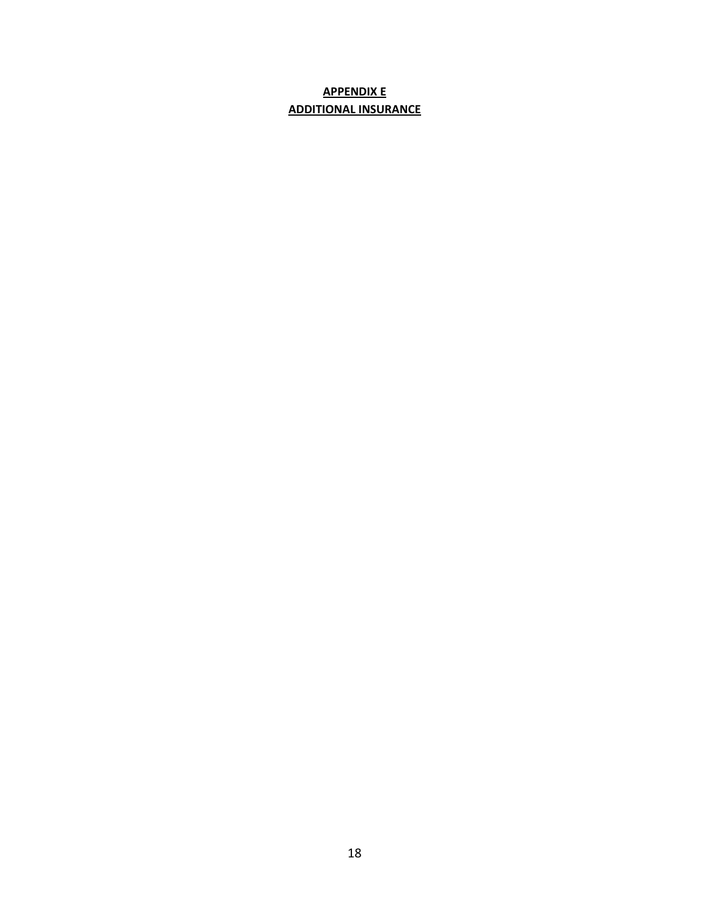## **APPENDIX E**
## **ADDITIONAL INSURANCE**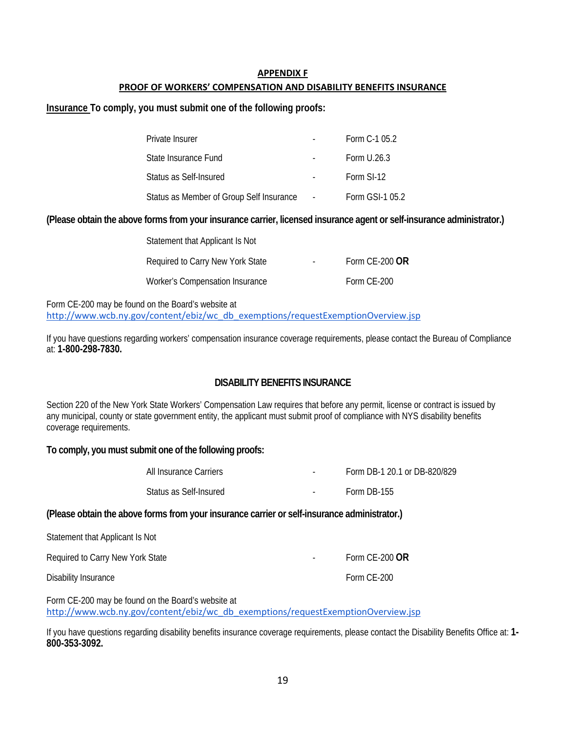## APPENDIX F

## PROOF OF WORKERS' COMPENSATION AND DISABILITY BENEFITS INSURANCE

**Insurance To comply, you must submit one of the following proofs:**

| | | |
|---|---|---|
| Private Insurer | - | Form C-1 05.2 |
| State Insurance Fund | - | Form U.26.3 |
| Status as Self-Insured | - | Form SI-12 |
| Status as Member of Group Self Insurance | - | Form GSI-1 05.2 |

**(Please obtain the above forms from your insurance carrier, licensed insurance agent or self-insurance administrator.)**

| | | |
|---|---|---|
| Statement that Applicant Is Not | | |
| Required to Carry New York State | - | Form CE-200 **OR** |
| Worker's Compensation Insurance | | Form CE-200 |

Form CE-200 may be found on the Board's website at
http://www.wcb.ny.gov/content/ebiz/wc_db_exemptions/requestExemptionOverview.jsp

If you have questions regarding workers' compensation insurance coverage requirements, please contact the Bureau of Compliance at: **1-800-298-7830.**

### DISABILITY BENEFITS INSURANCE

Section 220 of the New York State Workers' Compensation Law requires that before any permit, license or contract is issued by any municipal, county or state government entity, the applicant must submit proof of compliance with NYS disability benefits coverage requirements.

**To comply, you must submit one of the following proofs:**

| | | |
|---|---|---|
| All Insurance Carriers | - | Form DB-1 20.1 or DB-820/829 |
| Status as Self-Insured | - | Form DB-155 |

**(Please obtain the above forms from your insurance carrier or self-insurance administrator.)**

| | | |
|---|---|---|
| Statement that Applicant Is Not | | |
| Required to Carry New York State | - | Form CE-200 **OR** |
| Disability Insurance | | Form CE-200 |

Form CE-200 may be found on the Board's website at
http://www.wcb.ny.gov/content/ebiz/wc_db_exemptions/requestExemptionOverview.jsp

If you have questions regarding disability benefits insurance coverage requirements, please contact the Disability Benefits Office at: **1-800-353-3092.**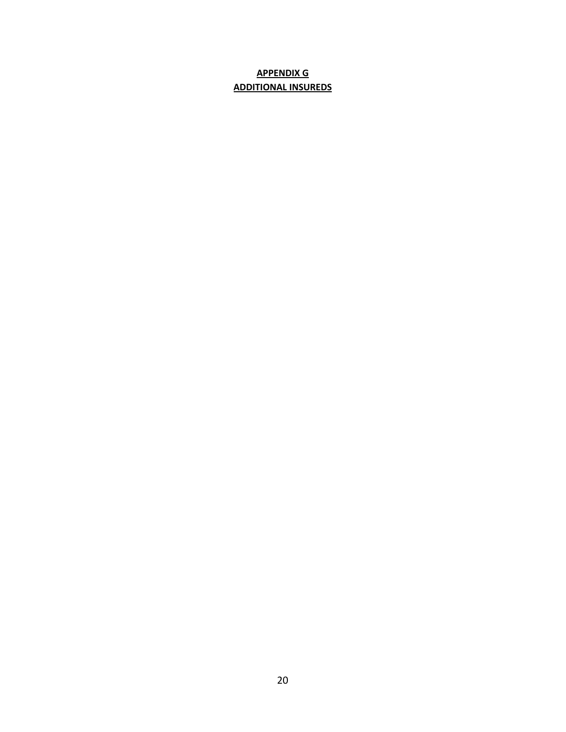# APPENDIX G

## ADDITIONAL INSUREDS